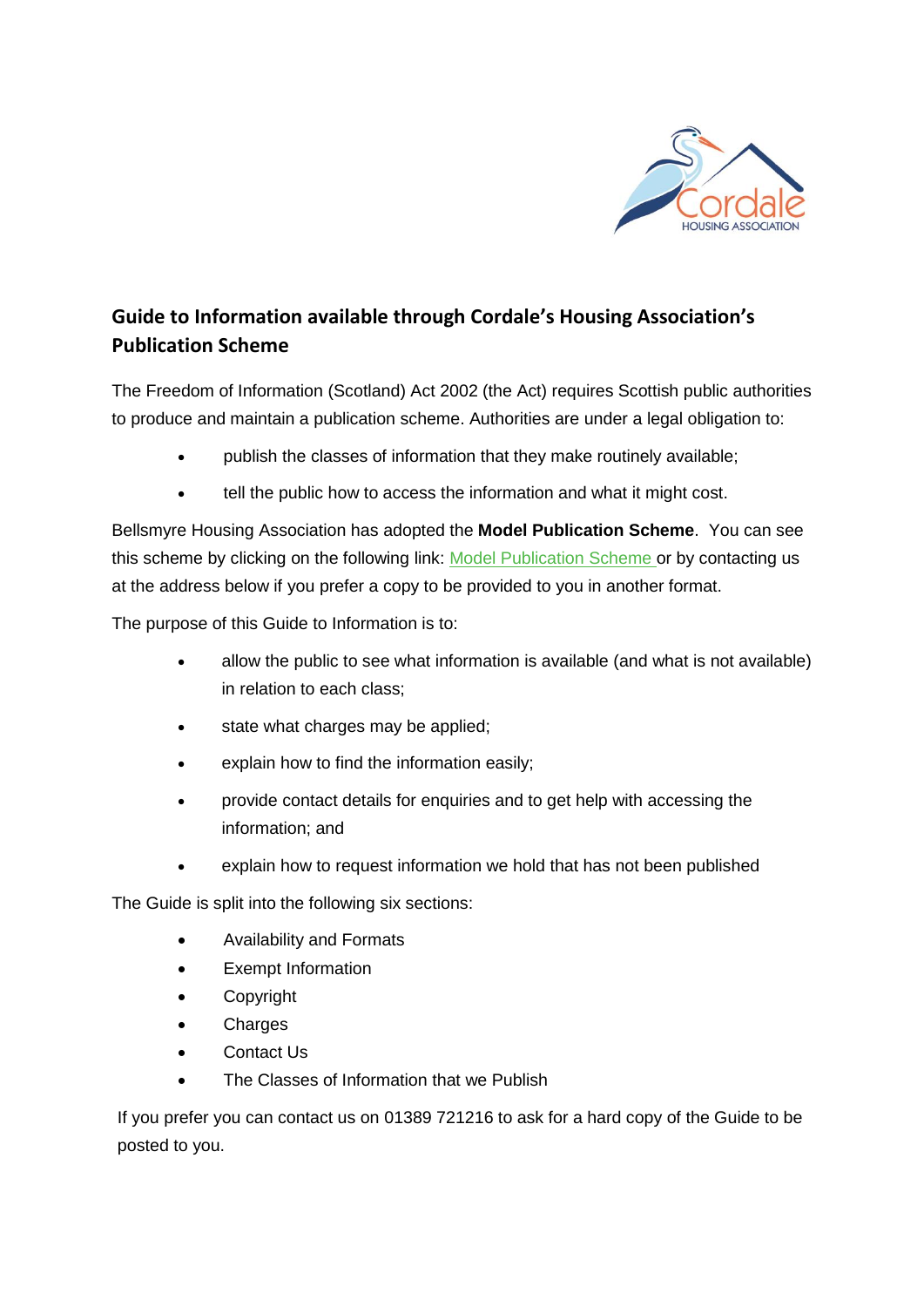## Guide to Information available through Cordale's Housing Association's Publication Scheme

The Freedom of Information (Scotland) Act 2002 (the Act) requires Scottish public authorities to produce and maintain a publication scheme. Authorities are under a legal obligation to:

- publish the classes of information that they make routinely available;
- tell the public how to access the information and what it might cost.

Bellsmyre Housing Association has adopted the **Model Publication Scheme**. You can see this scheme by clicking on the following link: Model Publication Scheme or by contacting us at the address below if you prefer a copy to be provided to you in another format.

The purpose of this Guide to Information is to:

- allow the public to see what information is available (and what is not available) in relation to each class;
- state what charges may be applied;
- explain how to find the information easily;
- provide contact details for enquiries and to get help with accessing the information; and
- explain how to request information we hold that has not been published

The Guide is split into the following six sections:

- Availability and Formats
- Exempt Information
- Copyright
- Charges
- Contact Us
- The Classes of Information that we Publish

If you prefer you can contact us on 01389 721216 to ask for a hard copy of the Guide to be posted to you.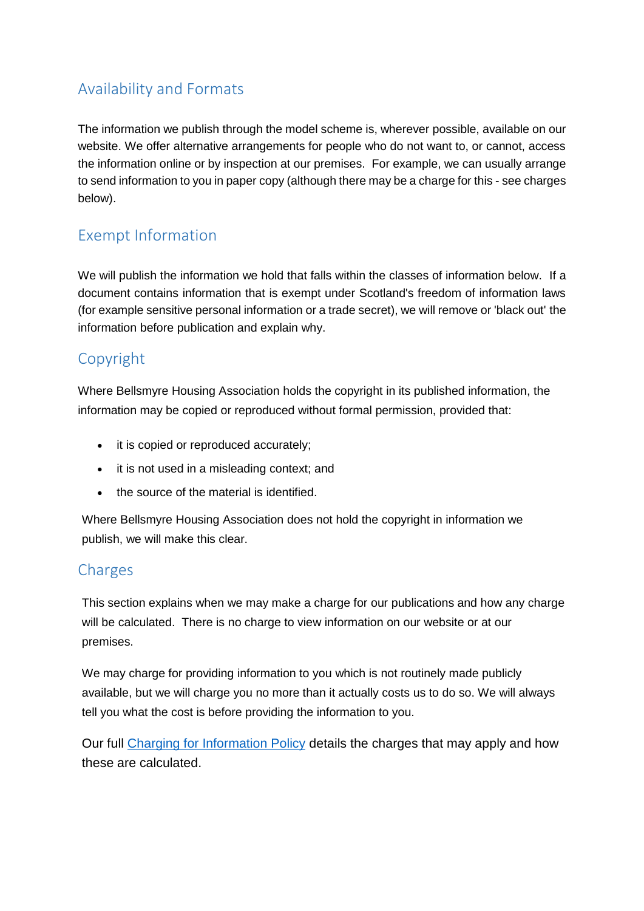## Availability and Formats

The information we publish through the model scheme is, wherever possible, available on our website. We offer alternative arrangements for people who do not want to, or cannot, access the information online or by inspection at our premises. For example, we can usually arrange to send information to you in paper copy (although there may be a charge for this - see charges below).

## Exempt Information

We will publish the information we hold that falls within the classes of information below. If a document contains information that is exempt under Scotland's freedom of information laws (for example sensitive personal information or a trade secret), we will remove or 'black out' the information before publication and explain why.

## Copyright

Where Bellsmyre Housing Association holds the copyright in its published information, the information may be copied or reproduced without formal permission, provided that:

- it is copied or reproduced accurately;
- it is not used in a misleading context; and
- the source of the material is identified.

Where Bellsmyre Housing Association does not hold the copyright in information we publish, we will make this clear.

## Charges

This section explains when we may make a charge for our publications and how any charge will be calculated. There is no charge to view information on our website or at our premises.

We may charge for providing information to you which is not routinely made publicly available, but we will charge you no more than it actually costs us to do so. We will always tell you what the cost is before providing the information to you.

Our full Charging for Information Policy details the charges that may apply and how these are calculated.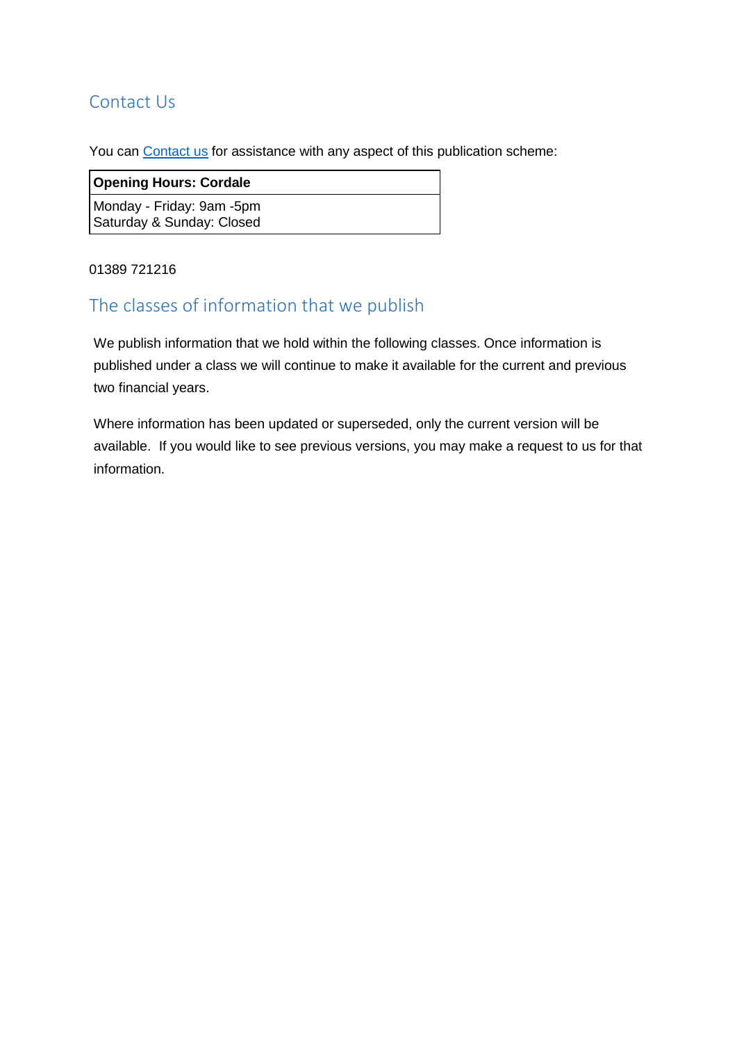## Contact Us

You can Contact us for assistance with any aspect of this publication scheme:

| Opening Hours: Cordale |
| --- |
| Monday - Friday: 9am -5pm<br>Saturday & Sunday: Closed |

01389 721216

## The classes of information that we publish

We publish information that we hold within the following classes. Once information is published under a class we will continue to make it available for the current and previous two financial years.

Where information has been updated or superseded, only the current version will be available. If you would like to see previous versions, you may make a request to us for that information.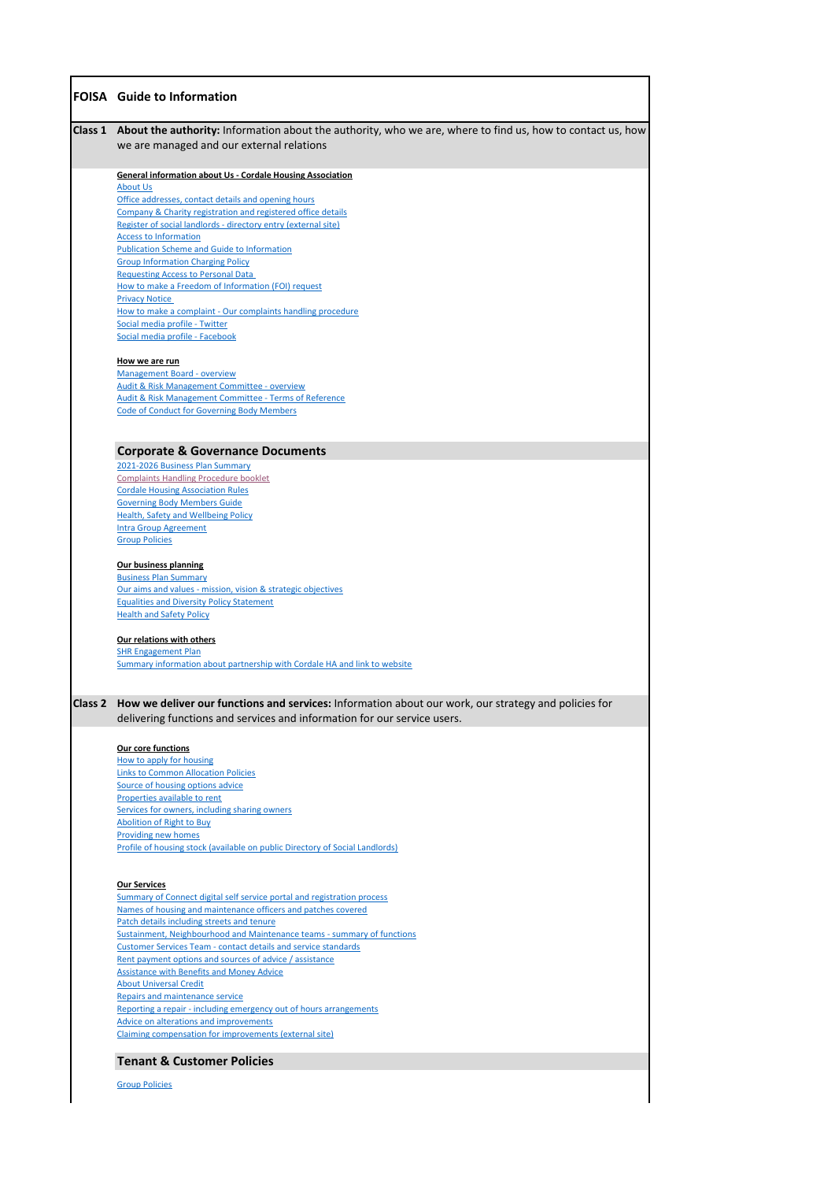# FOISA Guide to Information

## Class 1 About the authority: Information about the authority, who we are, where to find us, how to contact us, how we are managed and our external relations

**General information about Us - Cordale Housing Association**

- About Us
- Office addresses, contact details and opening hours
- Company & Charity registration and registered office details
- Register of social landlords - directory entry (external site)
- Access to Information
- Publication Scheme and Guide to Information
- Group Information Charging Policy
- Requesting Access to Personal Data
- How to make a Freedom of Information (FOI) request
- Privacy Notice
- How to make a complaint - Our complaints handling procedure
- Social media profile - Twitter
- Social media profile - Facebook

**How we are run**

- Management Board - overview
- Audit & Risk Management Committee - overview
- Audit & Risk Management Committee - Terms of Reference
- Code of Conduct for Governing Body Members

### Corporate & Governance Documents

- 2021-2026 Business Plan Summary
- Complaints Handling Procedure booklet
- Cordale Housing Association Rules
- Governing Body Members Guide
- Health, Safety and Wellbeing Policy
- Intra Group Agreement
- Group Policies

**Our business planning**

- Business Plan Summary
- Our aims and values - mission, vision & strategic objectives
- Equalities and Diversity Policy Statement
- Health and Safety Policy

**Our relations with others**

- SHR Engagement Plan
- Summary information about partnership with Cordale HA and link to website

## Class 2 How we deliver our functions and services: Information about our work, our strategy and policies for delivering functions and services and information for our service users.

**Our core functions**

- How to apply for housing
- Links to Common Allocation Policies
- Source of housing options advice
- Properties available to rent
- Services for owners, including sharing owners
- Abolition of Right to Buy
- Providing new homes
- Profile of housing stock (available on public Directory of Social Landlords)

**Our Services**

- Summary of Connect digital self service portal and registration process
- Names of housing and maintenance officers and patches covered
- Patch details including streets and tenure
- Sustainment, Neighbourhood and Maintenance teams - summary of functions
- Customer Services Team - contact details and service standards
- Rent payment options and sources of advice / assistance
- Assistance with Benefits and Money Advice
- About Universal Credit
- Repairs and maintenance service
- Reporting a repair - including emergency out of hours arrangements
- Advice on alterations and improvements
- Claiming compensation for improvements (external site)

### Tenant & Customer Policies

- Group Policies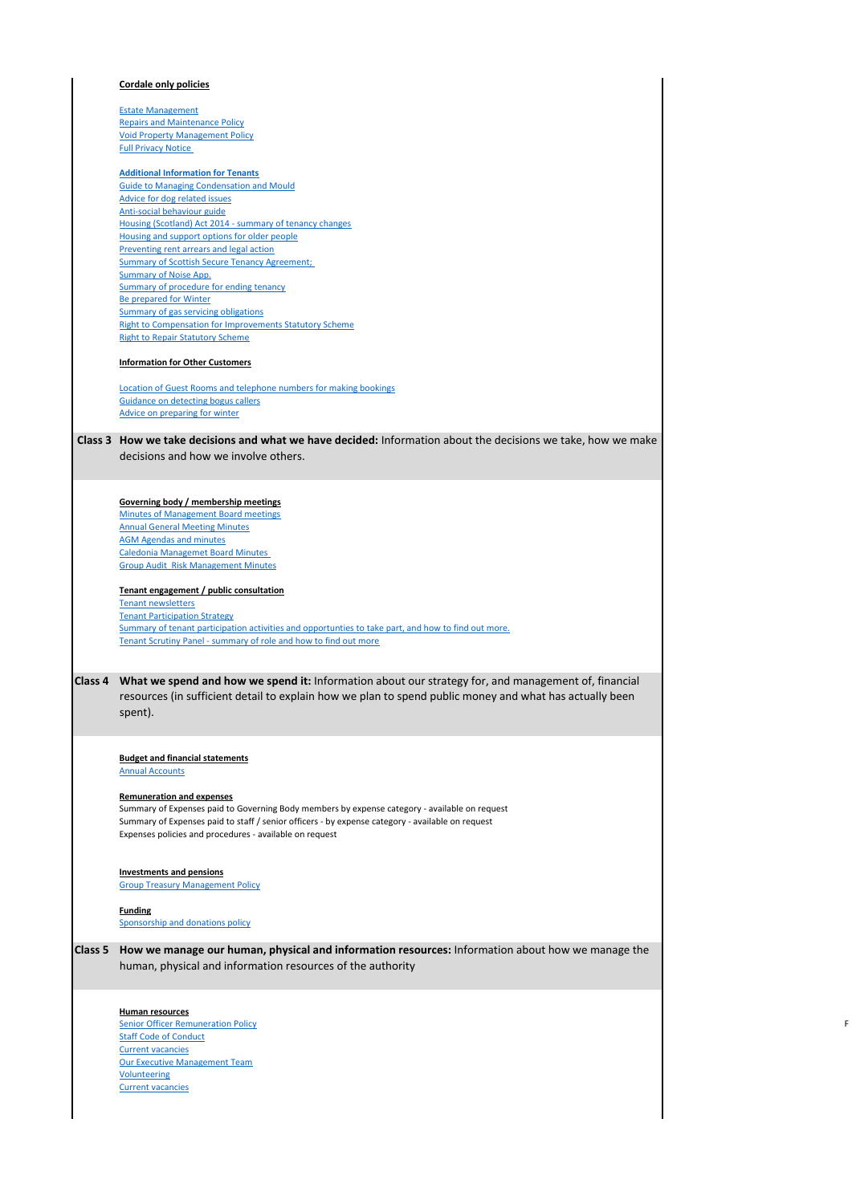**Cordale only policies**

Estate Management
Repairs and Maintenance Policy
Void Property Management Policy
Full Privacy Notice

**Additional Information for Tenants**
Guide to Managing Condensation and Mould
Advice for dog related issues
Anti-social behaviour guide
Housing (Scotland) Act 2014 - summary of tenancy changes
Housing and support options for older people
Preventing rent arrears and legal action
Summary of Scottish Secure Tenancy Agreement;
Summary of Noise App.
Summary of procedure for ending tenancy
Be prepared for Winter
Summary of gas servicing obligations
Right to Compensation for Improvements Statutory Scheme
Right to Repair Statutory Scheme

**Information for Other Customers**

Location of Guest Rooms and telephone numbers for making bookings
Guidance on detecting bogus callers
Advice on preparing for winter

## Class 3 How we take decisions and what we have decided: Information about the decisions we take, how we make decisions and how we involve others.

**Governing body / membership meetings**
Minutes of Management Board meetings
Annual General Meeting Minutes
AGM Agendas and minutes
Caledonia Managemet Board Minutes
Group Audit Risk Management Minutes

**Tenant engagement / public consultation**
Tenant newsletters
Tenant Participation Strategy
Summary of tenant participation activities and opportunties to take part, and how to find out more.
Tenant Scrutiny Panel - summary of role and how to find out more

## Class 4 What we spend and how we spend it: Information about our strategy for, and management of, financial resources (in sufficient detail to explain how we plan to spend public money and what has actually been spent).

**Budget and financial statements**
Annual Accounts

**Remuneration and expenses**
Summary of Expenses paid to Governing Body members by expense category - available on request
Summary of Expenses paid to staff / senior officers - by expense category - available on request
Expenses policies and procedures - available on request

**Investments and pensions**
Group Treasury Management Policy

**Funding**
Sponsorship and donations policy

## Class 5 How we manage our human, physical and information resources: Information about how we manage the human, physical and information resources of the authority

**Human resources**
Senior Officer Remuneration Policy
Staff Code of Conduct
Current vacancies
Our Executive Management Team
Volunteering
Current vacancies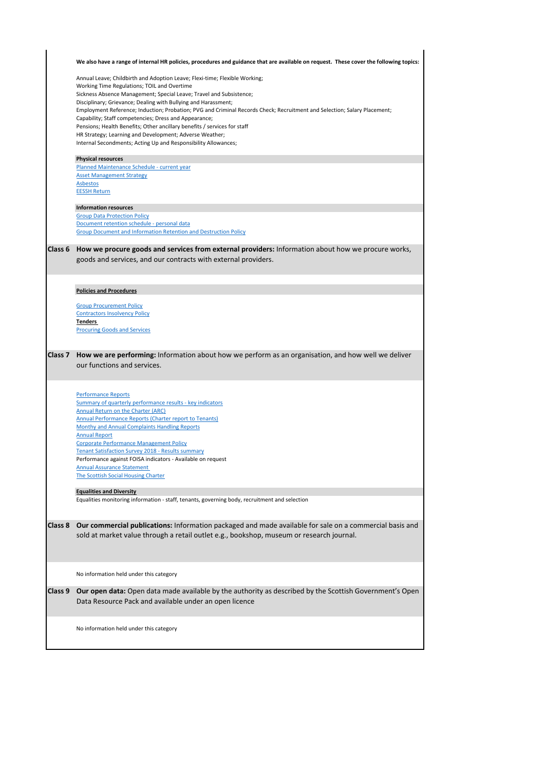**We also have a range of internal HR policies, procedures and guidance that are available on request. These cover the following topics:**

Annual Leave; Childbirth and Adoption Leave; Flexi-time; Flexible Working;
Working Time Regulations; TOIL and Overtime
Sickness Absence Management; Special Leave; Travel and Subsistence;
Disciplinary; Grievance; Dealing with Bullying and Harassment;
Employment Reference; Induction; Probation; PVG and Criminal Records Check; Recruitment and Selection; Salary Placement;
Capability; Staff competencies; Dress and Appearance;
Pensions; Health Benefits; Other ancillary benefits / services for staff
HR Strategy; Learning and Development; Adverse Weather;
Internal Secondments; Acting Up and Responsibility Allowances;

**Physical resources**

Planned Maintenance Schedule - current year
Asset Management Strategy
Asbestos
EESSH Return

**Information resources**

Group Data Protection Policy
Document retention schedule - personal data
Group Document and Information Retention and Destruction Policy

## Class 6 How we procure goods and services from external providers:

Information about how we procure works, goods and services, and our contracts with external providers.

**Policies and Procedures**

Group Procurement Policy
Contractors Insolvency Policy
**Tenders**
Procuring Goods and Services

## Class 7 How we are performing:

Information about how we perform as an organisation, and how well we deliver our functions and services.

Performance Reports
Summary of quarterly performance results - key indicators
Annual Return on the Charter (ARC)
Annual Performance Reports (Charter report to Tenants)
Monthy and Annual Complaints Handling Reports
Annual Report
Corporate Performance Management Policy
Tenant Satisfaction Survey 2018 - Results summary
Performance against FOISA indicators - Available on request
Annual Assurance Statement
The Scottish Social Housing Charter

**Equalities and Diversity**

Equalities monitoring information - staff, tenants, governing body, recruitment and selection

## Class 8 Our commercial publications:

Information packaged and made available for sale on a commercial basis and sold at market value through a retail outlet e.g., bookshop, museum or research journal.

No information held under this category

## Class 9 Our open data:

Open data made available by the authority as described by the Scottish Government's Open Data Resource Pack and available under an open licence

No information held under this category